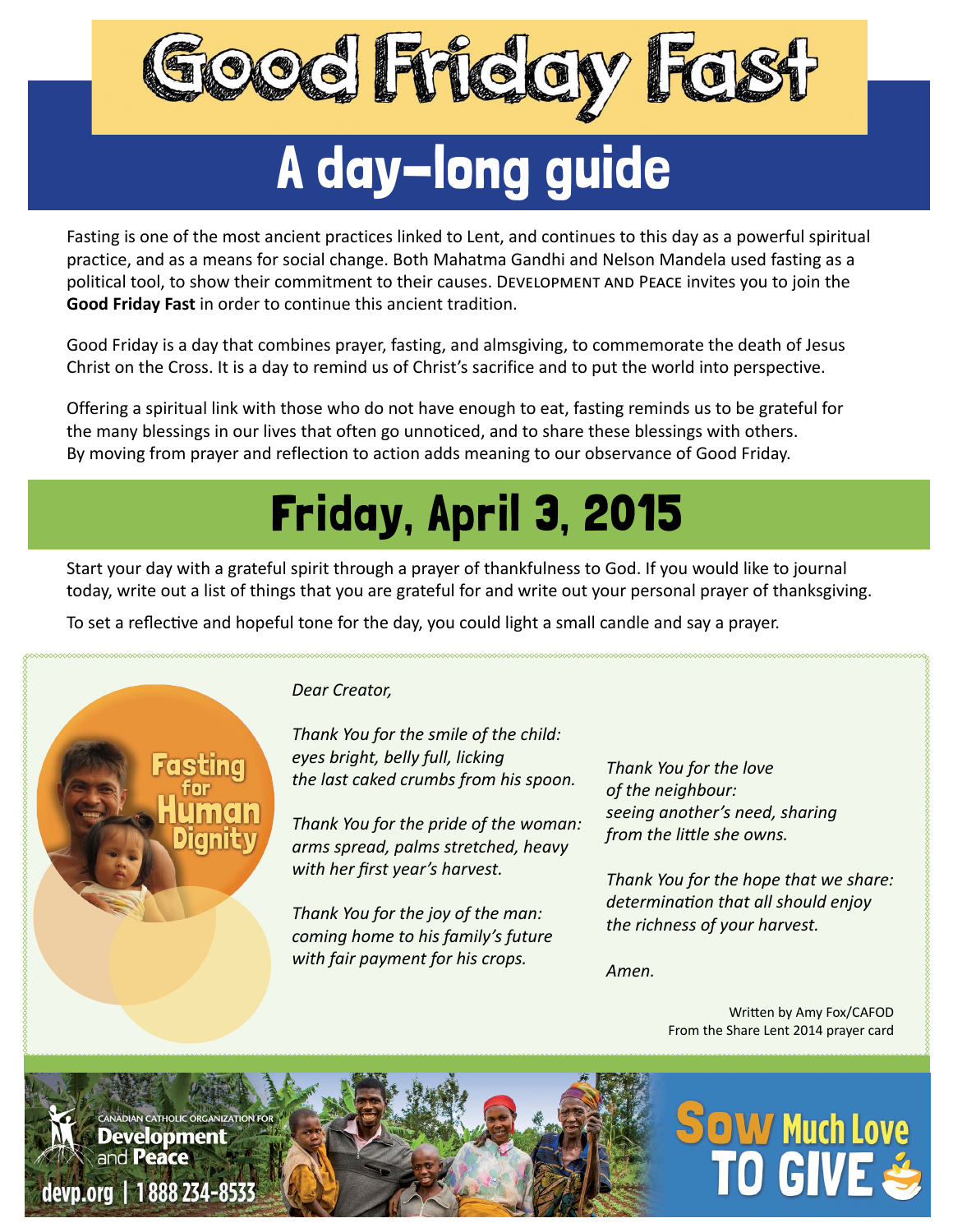# Good Friday Fast

## A day-long guide

Fasting is one of the most ancient practices linked to Lent, and continues to this day as a powerful spiritual practice, and as a means for social change. Both Mahatma Gandhi and Nelson Mandela used fasting as a political tool, to show their commitment to their causes. Development and Peace invites you to join the **Good Friday Fast** in order to continue this ancient tradition.

Good Friday is a day that combines prayer, fasting, and almsgiving, to commemorate the death of Jesus Christ on the Cross. It is a day to remind us of Christ's sacrifice and to put the world into perspective.

Offering a spiritual link with those who do not have enough to eat, fasting reminds us to be grateful for the many blessings in our lives that often go unnoticed, and to share these blessings with others. By moving from prayer and reflection to action adds meaning to our observance of Good Friday.

## Friday, April 3, 2015

Start your day with a grateful spirit through a prayer of thankfulness to God. If you would like to journal today, write out a list of things that you are grateful for and write out your personal prayer of thanksgiving.

To set a reflective and hopeful tone for the day, you could light a small candle and say a prayer.

Fasting for Human Dignity

*Dear Creator,*

*Thank You for the smile of the child:*
*eyes bright, belly full, licking*
*the last caked crumbs from his spoon.*

*Thank You for the pride of the woman:*
*arms spread, palms stretched, heavy*
*with her first year's harvest.*

*Thank You for the joy of the man:*
*coming home to his family's future*
*with fair payment for his crops.*

*Thank You for the love*
*of the neighbour:*
*seeing another's need, sharing*
*from the little she owns.*

*Thank You for the hope that we share:*
*determination that all should enjoy*
*the richness of your harvest.*

*Amen.*

Written by Amy Fox/CAFOD
From the Share Lent 2014 prayer card

Canadian Catholic Organization for Development and Peace
devp.org | 1 888 234-8533

Sow Much Love TO GIVE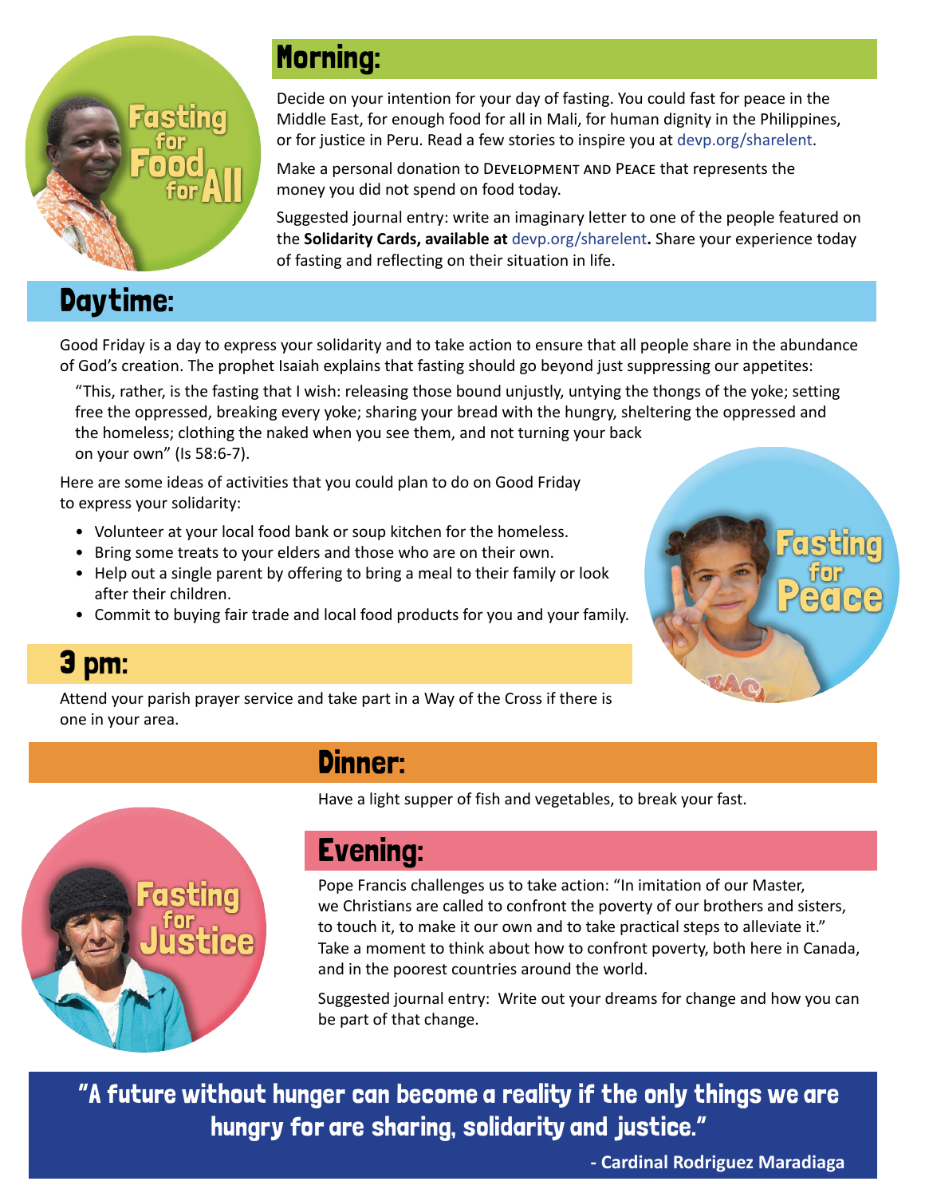## Morning:

Decide on your intention for your day of fasting. You could fast for peace in the Middle East, for enough food for all in Mali, for human dignity in the Philippines, or for justice in Peru. Read a few stories to inspire you at devp.org/sharelent.

Make a personal donation to Development and Peace that represents the money you did not spend on food today.

Suggested journal entry: write an imaginary letter to one of the people featured on the **Solidarity Cards, available at** devp.org/sharelent**.** Share your experience today of fasting and reflecting on their situation in life.

## Daytime:

Good Friday is a day to express your solidarity and to take action to ensure that all people share in the abundance of God's creation. The prophet Isaiah explains that fasting should go beyond just suppressing our appetites:

> "This, rather, is the fasting that I wish: releasing those bound unjustly, untying the thongs of the yoke; setting free the oppressed, breaking every yoke; sharing your bread with the hungry, sheltering the oppressed and the homeless; clothing the naked when you see them, and not turning your back on your own" (Is 58:6-7).

Here are some ideas of activities that you could plan to do on Good Friday to express your solidarity:

- Volunteer at your local food bank or soup kitchen for the homeless.
- Bring some treats to your elders and those who are on their own.
- Help out a single parent by offering to bring a meal to their family or look after their children.
- Commit to buying fair trade and local food products for you and your family.

## 3 pm:

Attend your parish prayer service and take part in a Way of the Cross if there is one in your area.

## Dinner:

Have a light supper of fish and vegetables, to break your fast.

## Evening:

Pope Francis challenges us to take action: "In imitation of our Master, we Christians are called to confront the poverty of our brothers and sisters, to touch it, to make it our own and to take practical steps to alleviate it." Take a moment to think about how to confront poverty, both here in Canada, and in the poorest countries around the world.

Suggested journal entry: Write out your dreams for change and how you can be part of that change.

**"A future without hunger can become a reality if the only things we are hungry for are sharing, solidarity and justice."**

**- Cardinal Rodriguez Maradiaga**